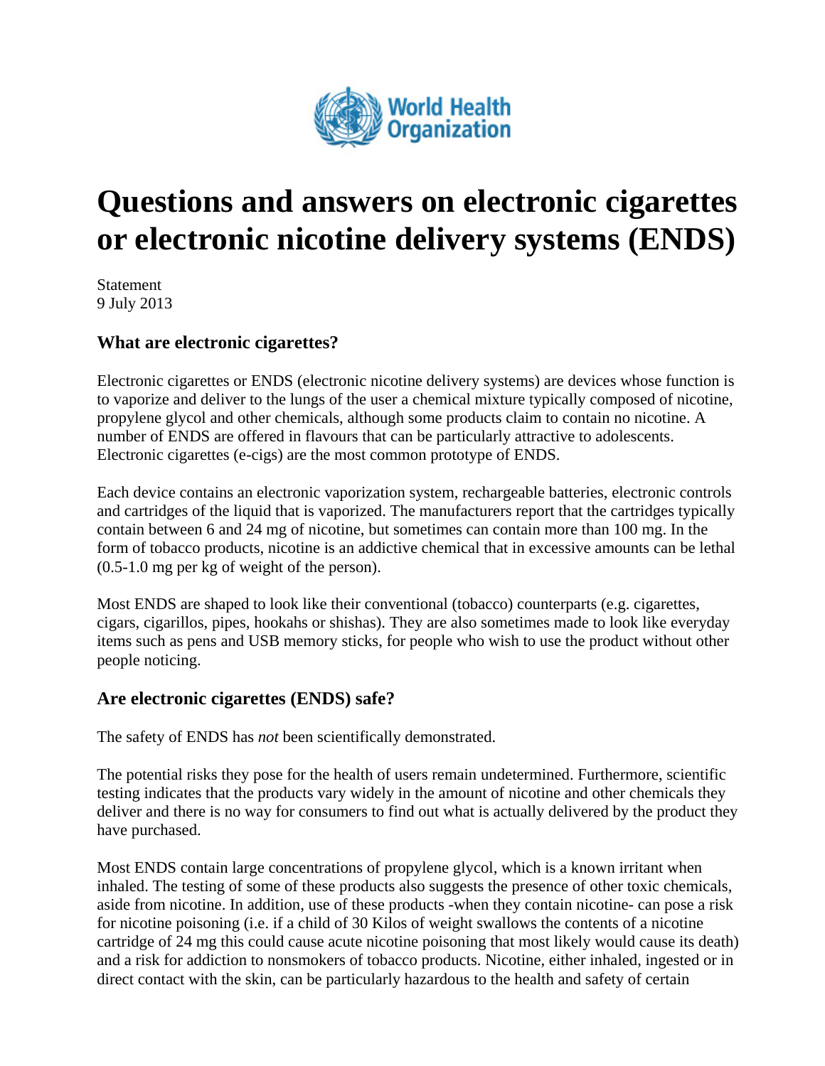World Health Organization

# Questions and answers on electronic cigarettes or electronic nicotine delivery systems (ENDS)

Statement
9 July 2013

### What are electronic cigarettes?

Electronic cigarettes or ENDS (electronic nicotine delivery systems) are devices whose function is to vaporize and deliver to the lungs of the user a chemical mixture typically composed of nicotine, propylene glycol and other chemicals, although some products claim to contain no nicotine. A number of ENDS are offered in flavours that can be particularly attractive to adolescents. Electronic cigarettes (e-cigs) are the most common prototype of ENDS.

Each device contains an electronic vaporization system, rechargeable batteries, electronic controls and cartridges of the liquid that is vaporized. The manufacturers report that the cartridges typically contain between 6 and 24 mg of nicotine, but sometimes can contain more than 100 mg. In the form of tobacco products, nicotine is an addictive chemical that in excessive amounts can be lethal (0.5-1.0 mg per kg of weight of the person).

Most ENDS are shaped to look like their conventional (tobacco) counterparts (e.g. cigarettes, cigars, cigarillos, pipes, hookahs or shishas). They are also sometimes made to look like everyday items such as pens and USB memory sticks, for people who wish to use the product without other people noticing.

### Are electronic cigarettes (ENDS) safe?

The safety of ENDS has *not* been scientifically demonstrated.

The potential risks they pose for the health of users remain undetermined. Furthermore, scientific testing indicates that the products vary widely in the amount of nicotine and other chemicals they deliver and there is no way for consumers to find out what is actually delivered by the product they have purchased.

Most ENDS contain large concentrations of propylene glycol, which is a known irritant when inhaled. The testing of some of these products also suggests the presence of other toxic chemicals, aside from nicotine. In addition, use of these products -when they contain nicotine- can pose a risk for nicotine poisoning (i.e. if a child of 30 Kilos of weight swallows the contents of a nicotine cartridge of 24 mg this could cause acute nicotine poisoning that most likely would cause its death) and a risk for addiction to nonsmokers of tobacco products. Nicotine, either inhaled, ingested or in direct contact with the skin, can be particularly hazardous to the health and safety of certain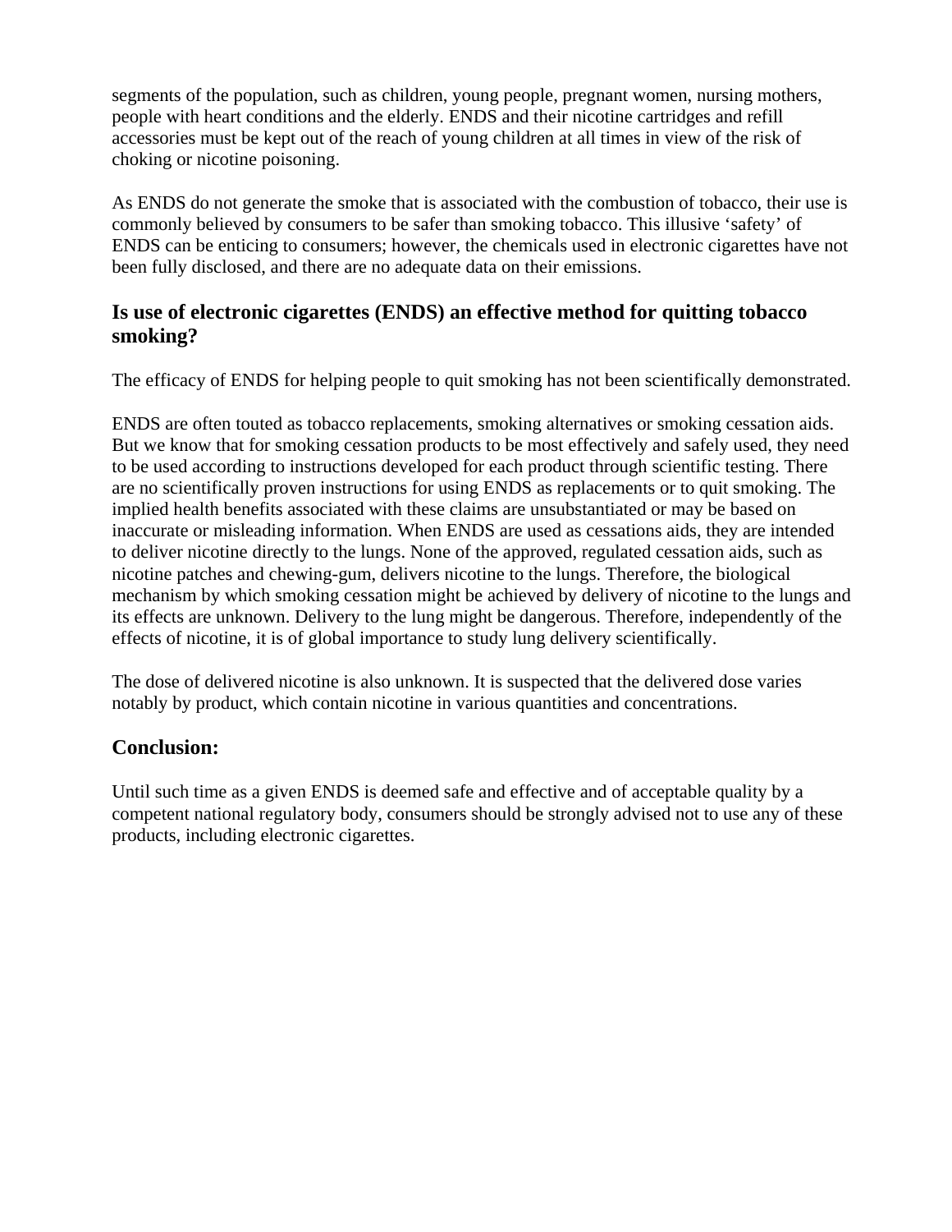segments of the population, such as children, young people, pregnant women, nursing mothers, people with heart conditions and the elderly. ENDS and their nicotine cartridges and refill accessories must be kept out of the reach of young children at all times in view of the risk of choking or nicotine poisoning.

As ENDS do not generate the smoke that is associated with the combustion of tobacco, their use is commonly believed by consumers to be safer than smoking tobacco. This illusive 'safety' of ENDS can be enticing to consumers; however, the chemicals used in electronic cigarettes have not been fully disclosed, and there are no adequate data on their emissions.

## Is use of electronic cigarettes (ENDS) an effective method for quitting tobacco smoking?

The efficacy of ENDS for helping people to quit smoking has not been scientifically demonstrated.

ENDS are often touted as tobacco replacements, smoking alternatives or smoking cessation aids. But we know that for smoking cessation products to be most effectively and safely used, they need to be used according to instructions developed for each product through scientific testing. There are no scientifically proven instructions for using ENDS as replacements or to quit smoking. The implied health benefits associated with these claims are unsubstantiated or may be based on inaccurate or misleading information. When ENDS are used as cessations aids, they are intended to deliver nicotine directly to the lungs. None of the approved, regulated cessation aids, such as nicotine patches and chewing-gum, delivers nicotine to the lungs. Therefore, the biological mechanism by which smoking cessation might be achieved by delivery of nicotine to the lungs and its effects are unknown. Delivery to the lung might be dangerous. Therefore, independently of the effects of nicotine, it is of global importance to study lung delivery scientifically.

The dose of delivered nicotine is also unknown. It is suspected that the delivered dose varies notably by product, which contain nicotine in various quantities and concentrations.

## Conclusion:

Until such time as a given ENDS is deemed safe and effective and of acceptable quality by a competent national regulatory body, consumers should be strongly advised not to use any of these products, including electronic cigarettes.